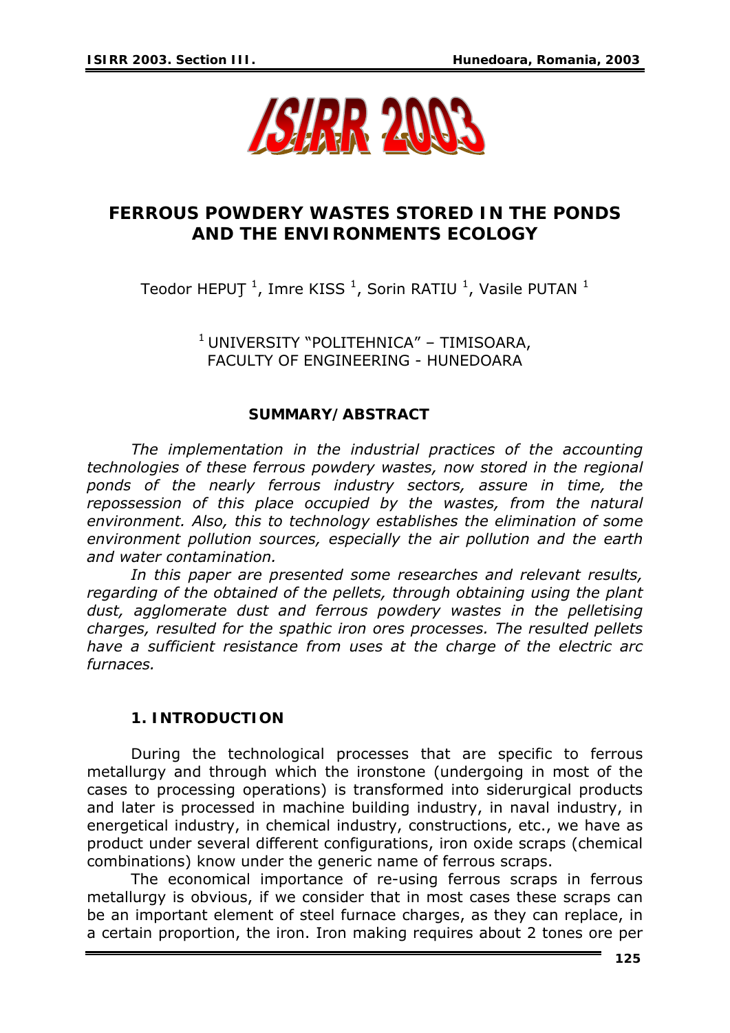# FERROUS POWDERY WASTES STORED IN THE PONDS AND THE ENVIRONMENTS ECOLOGY

Teodor HEPUŢ [1], Imre KISS [1], Sorin RATIU [1], Vasile PUTAN [1]

[1] UNIVERSITY "POLITEHNICA" – TIMISOARA, FACULTY OF ENGINEERING - HUNEDOARA

## SUMMARY/ABSTRACT

*The implementation in the industrial practices of the accounting technologies of these ferrous powdery wastes, now stored in the regional ponds of the nearly ferrous industry sectors, assure in time, the repossession of this place occupied by the wastes, from the natural environment. Also, this to technology establishes the elimination of some environment pollution sources, especially the air pollution and the earth and water contamination.*

*In this paper are presented some researches and relevant results, regarding of the obtained of the pellets, through obtaining using the plant dust, agglomerate dust and ferrous powdery wastes in the pelletising charges, resulted for the spathic iron ores processes. The resulted pellets have a sufficient resistance from uses at the charge of the electric arc furnaces.*

## 1. INTRODUCTION

During the technological processes that are specific to ferrous metallurgy and through which the ironstone (undergoing in most of the cases to processing operations) is transformed into siderurgical products and later is processed in machine building industry, in naval industry, in energetical industry, in chemical industry, constructions, etc., we have as product under several different configurations, iron oxide scraps (chemical combinations) know under the generic name of ferrous scraps.

The economical importance of re-using ferrous scraps in ferrous metallurgy is obvious, if we consider that in most cases these scraps can be an important element of steel furnace charges, as they can replace, in a certain proportion, the iron. Iron making requires about 2 tones ore per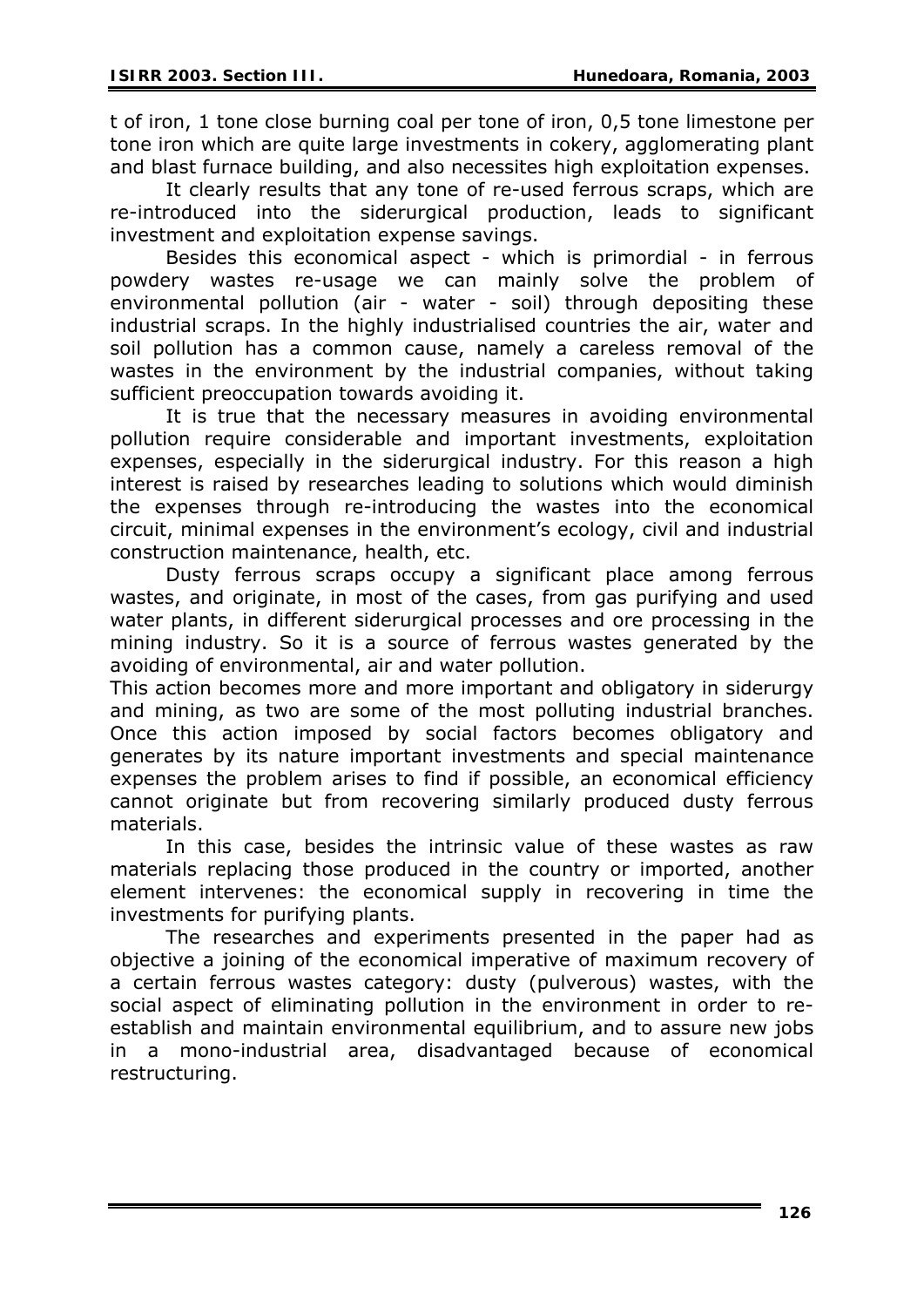t of iron, 1 tone close burning coal per tone of iron, 0,5 tone limestone per tone iron which are quite large investments in cokery, agglomerating plant and blast furnace building, and also necessites high exploitation expenses.

It clearly results that any tone of re-used ferrous scraps, which are re-introduced into the siderurgical production, leads to significant investment and exploitation expense savings.

Besides this economical aspect - which is primordial - in ferrous powdery wastes re-usage we can mainly solve the problem of environmental pollution (air - water - soil) through depositing these industrial scraps. In the highly industrialised countries the air, water and soil pollution has a common cause, namely a careless removal of the wastes in the environment by the industrial companies, without taking sufficient preoccupation towards avoiding it.

It is true that the necessary measures in avoiding environmental pollution require considerable and important investments, exploitation expenses, especially in the siderurgical industry. For this reason a high interest is raised by researches leading to solutions which would diminish the expenses through re-introducing the wastes into the economical circuit, minimal expenses in the environment's ecology, civil and industrial construction maintenance, health, etc.

Dusty ferrous scraps occupy a significant place among ferrous wastes, and originate, in most of the cases, from gas purifying and used water plants, in different siderurgical processes and ore processing in the mining industry. So it is a source of ferrous wastes generated by the avoiding of environmental, air and water pollution.

This action becomes more and more important and obligatory in siderurgy and mining, as two are some of the most polluting industrial branches. Once this action imposed by social factors becomes obligatory and generates by its nature important investments and special maintenance expenses the problem arises to find if possible, an economical efficiency cannot originate but from recovering similarly produced dusty ferrous materials.

In this case, besides the intrinsic value of these wastes as raw materials replacing those produced in the country or imported, another element intervenes: the economical supply in recovering in time the investments for purifying plants.

The researches and experiments presented in the paper had as objective a joining of the economical imperative of maximum recovery of a certain ferrous wastes category: dusty (pulverous) wastes, with the social aspect of eliminating pollution in the environment in order to re-establish and maintain environmental equilibrium, and to assure new jobs in a mono-industrial area, disadvantaged because of economical restructuring.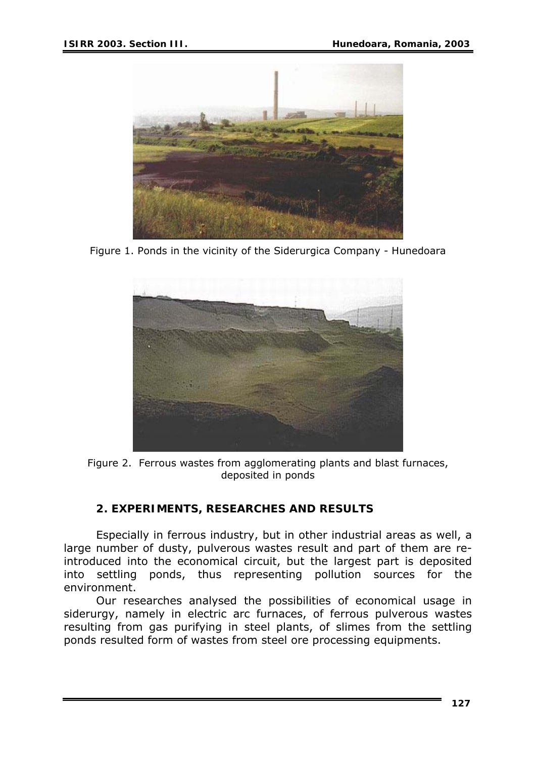Figure 1. Ponds in the vicinity of the Siderurgica Company - Hunedoara

Figure 2. Ferrous wastes from agglomerating plants and blast furnaces, deposited in ponds

## 2. EXPERIMENTS, RESEARCHES AND RESULTS

Especially in ferrous industry, but in other industrial areas as well, a large number of dusty, pulverous wastes result and part of them are re-introduced into the economical circuit, but the largest part is deposited into settling ponds, thus representing pollution sources for the environment.

Our researches analysed the possibilities of economical usage in siderurgy, namely in electric arc furnaces, of ferrous pulverous wastes resulting from gas purifying in steel plants, of slimes from the settling ponds resulted form of wastes from steel ore processing equipments.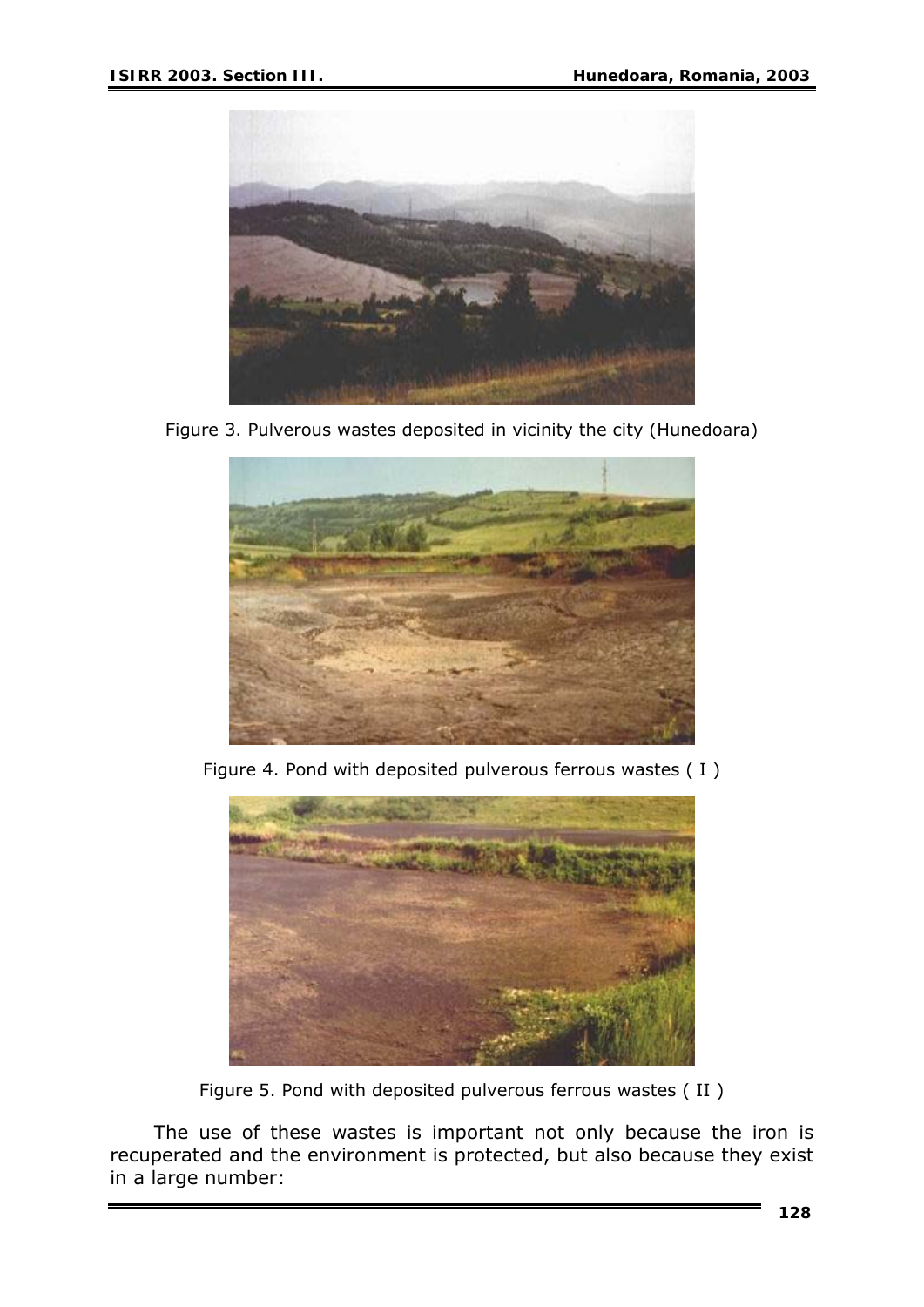Figure 3. Pulverous wastes deposited in vicinity the city (Hunedoara)

Figure 4. Pond with deposited pulverous ferrous wastes ( I )

Figure 5. Pond with deposited pulverous ferrous wastes ( II )

The use of these wastes is important not only because the iron is recuperated and the environment is protected, but also because they exist in a large number: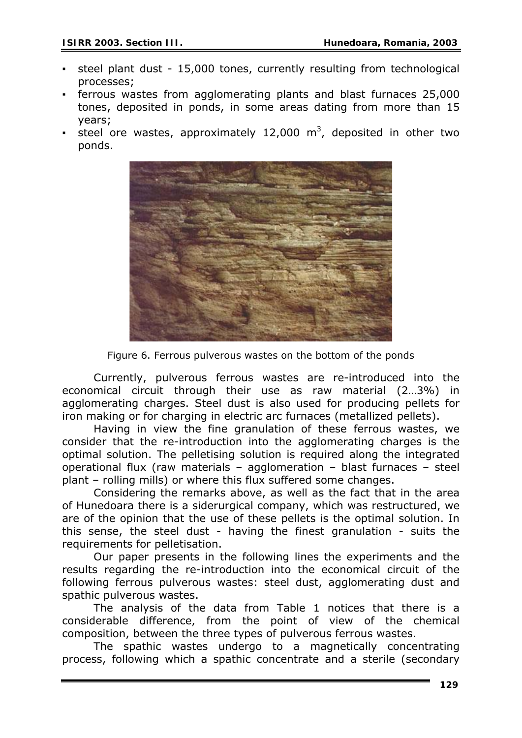- steel plant dust - 15,000 tones, currently resulting from technological processes;
- ferrous wastes from agglomerating plants and blast furnaces 25,000 tones, deposited in ponds, in some areas dating from more than 15 years;
- steel ore wastes, approximately 12,000 $m^3$, deposited in other two ponds.

Figure 6. Ferrous pulverous wastes on the bottom of the ponds

Currently, pulverous ferrous wastes are re-introduced into the economical circuit through their use as raw material (2…3%) in agglomerating charges. Steel dust is also used for producing pellets for iron making or for charging in electric arc furnaces (metallized pellets).

Having in view the fine granulation of these ferrous wastes, we consider that the re-introduction into the agglomerating charges is the optimal solution. The pelletising solution is required along the integrated operational flux (raw materials – agglomeration – blast furnaces – steel plant – rolling mills) or where this flux suffered some changes.

Considering the remarks above, as well as the fact that in the area of Hunedoara there is a siderurgical company, which was restructured, we are of the opinion that the use of these pellets is the optimal solution. In this sense, the steel dust - having the finest granulation - suits the requirements for pelletisation.

Our paper presents in the following lines the experiments and the results regarding the re-introduction into the economical circuit of the following ferrous pulverous wastes: steel dust, agglomerating dust and spathic pulverous wastes.

The analysis of the data from Table 1 notices that there is a considerable difference, from the point of view of the chemical composition, between the three types of pulverous ferrous wastes.

The spathic wastes undergo to a magnetically concentrating process, following which a spathic concentrate and a sterile (secondary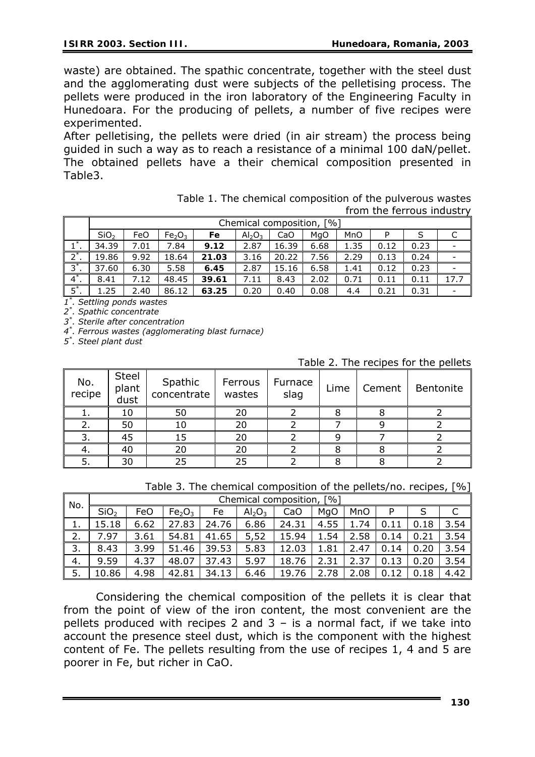waste) are obtained. The spathic concentrate, together with the steel dust and the agglomerating dust were subjects of the pelletising process. The pellets were produced in the iron laboratory of the Engineering Faculty in Hunedoara. For the producing of pellets, a number of five recipes were experimented.

After pelletising, the pellets were dried (in air stream) the process being guided in such a way as to reach a resistance of a minimal 100 daN/pellet. The obtained pellets have a their chemical composition presented in Table3.

Table 1. The chemical composition of the pulverous wastes from the ferrous industry

| | Chemical composition, [%] | | | | | | | | | | |
|---|---|---|---|---|---|---|---|---|---|---|---|
| | $SiO_2$ | FeO | $Fe_2O_3$ | **Fe** | $Al_2O_3$ | CaO | MgO | MnO | P | S | C |
| 1*. | 34.39 | 7.01 | 7.84 | **9.12** | 2.87 | 16.39 | 6.68 | 1.35 | 0.12 | 0.23 | - |
| 2*. | 19.86 | 9.92 | 18.64 | **21.03** | 3.16 | 20.22 | 7.56 | 2.29 | 0.13 | 0.24 | - |
| 3*. | 37.60 | 6.30 | 5.58 | **6.45** | 2.87 | 15.16 | 6.58 | 1.41 | 0.12 | 0.23 | - |
| 4*. | 8.41 | 7.12 | 48.45 | **39.61** | 7.11 | 8.43 | 2.02 | 0.71 | 0.11 | 0.11 | 17.7 |
| 5*. | 1.25 | 2.40 | 86.12 | **63.25** | 0.20 | 0.40 | 0.08 | 4.4 | 0.21 | 0.31 | - |

*1*. Settling ponds wastes*
*2*. Spathic concentrate*
*3*. Sterile after concentration*
*4*. Ferrous wastes (agglomerating blast furnace)*
*5*. Steel plant dust*

Table 2. The recipes for the pellets

| No. recipe | Steel plant dust | Spathic concentrate | Ferrous wastes | Furnace slag | Lime | Cement | Bentonite |
|---|---|---|---|---|---|---|---|
| 1. | 10 | 50 | 20 | 2 | 8 | 8 | 2 |
| 2. | 50 | 10 | 20 | 2 | 7 | 9 | 2 |
| 3. | 45 | 15 | 20 | 2 | 9 | 7 | 2 |
| 4. | 40 | 20 | 20 | 2 | 8 | 8 | 2 |
| 5. | 30 | 25 | 25 | 2 | 8 | 8 | 2 |

Table 3. The chemical composition of the pellets/no. recipes, [%]

| No. | Chemical composition, [%] | | | | | | | | | | |
|---|---|---|---|---|---|---|---|---|---|---|---|
| | $SiO_2$ | FeO | $Fe_2O_3$ | Fe | $Al_2O_3$ | CaO | MgO | MnO | P | S | C |
| 1. | 15.18 | 6.62 | 27.83 | 24.76 | 6.86 | 24.31 | 4.55 | 1.74 | 0.11 | 0.18 | 3.54 |
| 2. | 7.97 | 3.61 | 54.81 | 41.65 | 5,52 | 15.94 | 1.54 | 2.58 | 0.14 | 0.21 | 3.54 |
| 3. | 8.43 | 3.99 | 51.46 | 39.53 | 5.83 | 12.03 | 1.81 | 2.47 | 0.14 | 0.20 | 3.54 |
| 4. | 9.59 | 4.37 | 48.07 | 37.43 | 5.97 | 18.76 | 2.31 | 2.37 | 0.13 | 0.20 | 3.54 |
| 5. | 10.86 | 4.98 | 42.81 | 34.13 | 6.46 | 19.76 | 2.78 | 2.08 | 0.12 | 0.18 | 4.42 |

Considering the chemical composition of the pellets it is clear that from the point of view of the iron content, the most convenient are the pellets produced with recipes 2 and 3 – is a normal fact, if we take into account the presence steel dust, which is the component with the highest content of Fe. The pellets resulting from the use of recipes 1, 4 and 5 are poorer in Fe, but richer in CaO.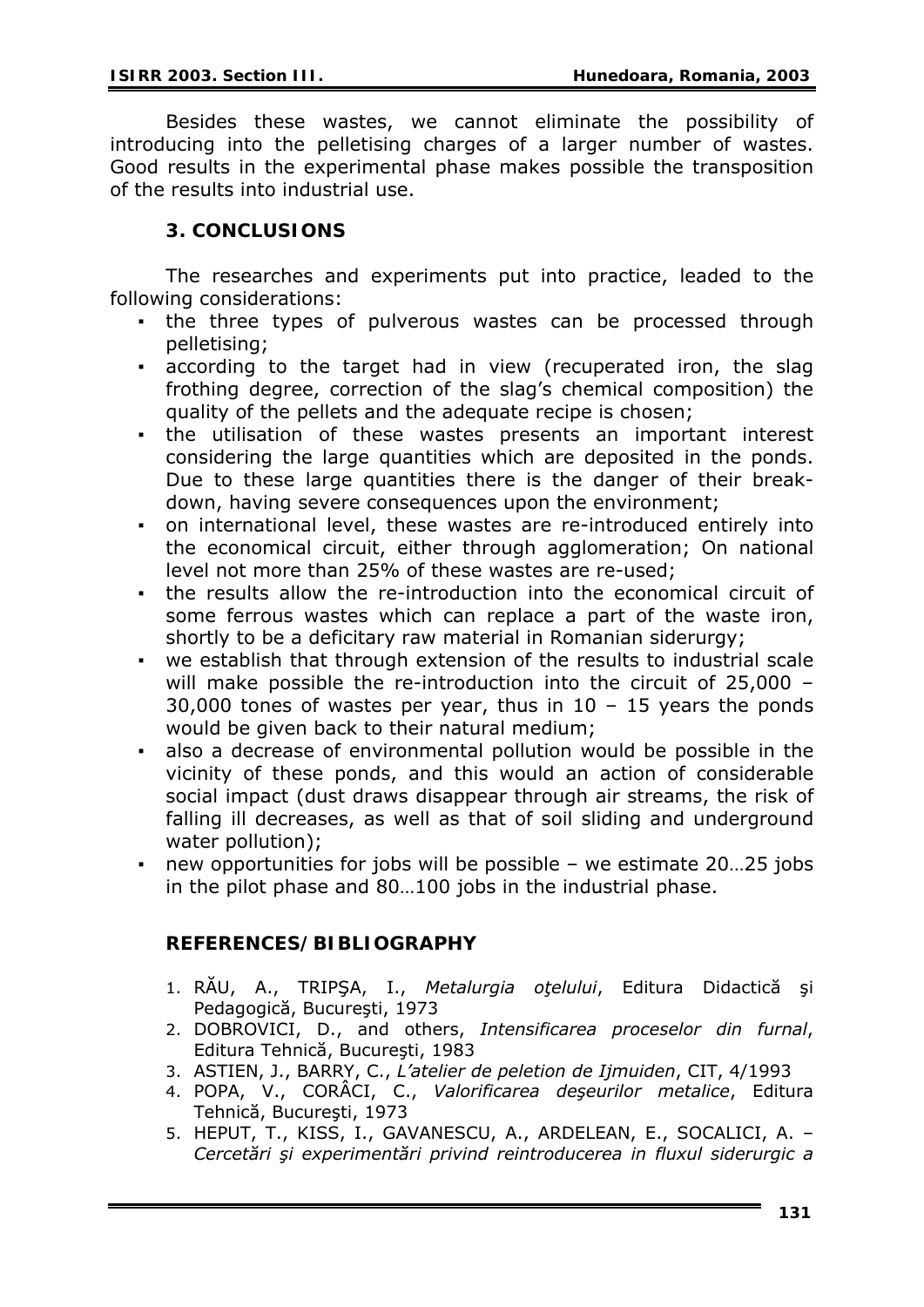Besides these wastes, we cannot eliminate the possibility of introducing into the pelletising charges of a larger number of wastes. Good results in the experimental phase makes possible the transposition of the results into industrial use.

## 3. CONCLUSIONS

The researches and experiments put into practice, leaded to the following considerations:

- the three types of pulverous wastes can be processed through pelletising;
- according to the target had in view (recuperated iron, the slag frothing degree, correction of the slag's chemical composition) the quality of the pellets and the adequate recipe is chosen;
- the utilisation of these wastes presents an important interest considering the large quantities which are deposited in the ponds. Due to these large quantities there is the danger of their break-down, having severe consequences upon the environment;
- on international level, these wastes are re-introduced entirely into the economical circuit, either through agglomeration; On national level not more than 25% of these wastes are re-used;
- the results allow the re-introduction into the economical circuit of some ferrous wastes which can replace a part of the waste iron, shortly to be a deficitary raw material in Romanian siderurgy;
- we establish that through extension of the results to industrial scale will make possible the re-introduction into the circuit of 25,000 – 30,000 tones of wastes per year, thus in 10 – 15 years the ponds would be given back to their natural medium;
- also a decrease of environmental pollution would be possible in the vicinity of these ponds, and this would an action of considerable social impact (dust draws disappear through air streams, the risk of falling ill decreases, as well as that of soil sliding and underground water pollution);
- new opportunities for jobs will be possible – we estimate 20…25 jobs in the pilot phase and 80…100 jobs in the industrial phase.

## REFERENCES/BIBLIOGRAPHY

1. RĂU, A., TRIPŞA, I., *Metalurgia oţelului*, Editura Didactică şi Pedagogică, Bucureşti, 1973
2. DOBROVICI, D., and others, *Intensificarea proceselor din furnal*, Editura Tehnică, Bucureşti, 1983
3. ASTIEN, J., BARRY, C., *L'atelier de peletion de Ijmuiden*, CIT, 4/1993
4. POPA, V., CORÂCI, C., *Valorificarea deşeurilor metalice*, Editura Tehnică, Bucureşti, 1973
5. HEPUT, T., KISS, I., GAVANESCU, A., ARDELEAN, E., SOCALICI, A. – *Cercetări şi experimentări privind reintroducerea in fluxul siderurgic a*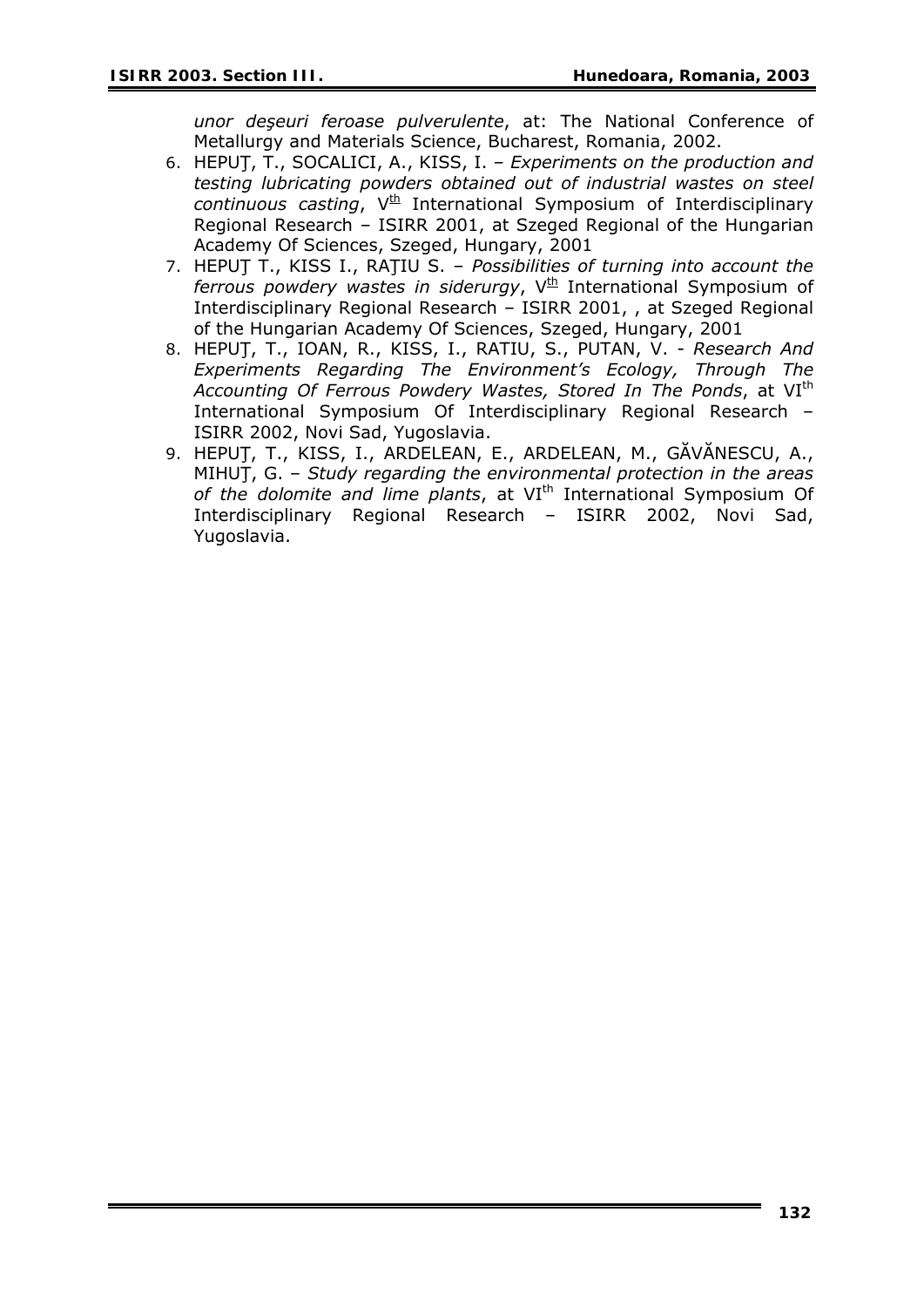*unor deşeuri feroase pulverulente*, at: The National Conference of Metallurgy and Materials Science, Bucharest, Romania, 2002.

6. HEPUŢ, T., SOCALICI, A., KISS, I. – *Experiments on the production and testing lubricating powders obtained out of industrial wastes on steel continuous casting*, V[th] International Symposium of Interdisciplinary Regional Research – ISIRR 2001, at Szeged Regional of the Hungarian Academy Of Sciences, Szeged, Hungary, 2001
7. HEPUŢ T., KISS I., RAŢIU S. – *Possibilities of turning into account the ferrous powdery wastes in siderurgy*, V[th] International Symposium of Interdisciplinary Regional Research – ISIRR 2001, , at Szeged Regional of the Hungarian Academy Of Sciences, Szeged, Hungary, 2001
8. HEPUŢ, T., IOAN, R., KISS, I., RATIU, S., PUTAN, V. - *Research And Experiments Regarding The Environment's Ecology, Through The Accounting Of Ferrous Powdery Wastes, Stored In The Ponds*, at VI[th] International Symposium Of Interdisciplinary Regional Research – ISIRR 2002, Novi Sad, Yugoslavia.
9. HEPUŢ, T., KISS, I., ARDELEAN, E., ARDELEAN, M., GĂVĂNESCU, A., MIHUŢ, G. – *Study regarding the environmental protection in the areas of the dolomite and lime plants*, at VI[th] International Symposium Of Interdisciplinary Regional Research – ISIRR 2002, Novi Sad, Yugoslavia.